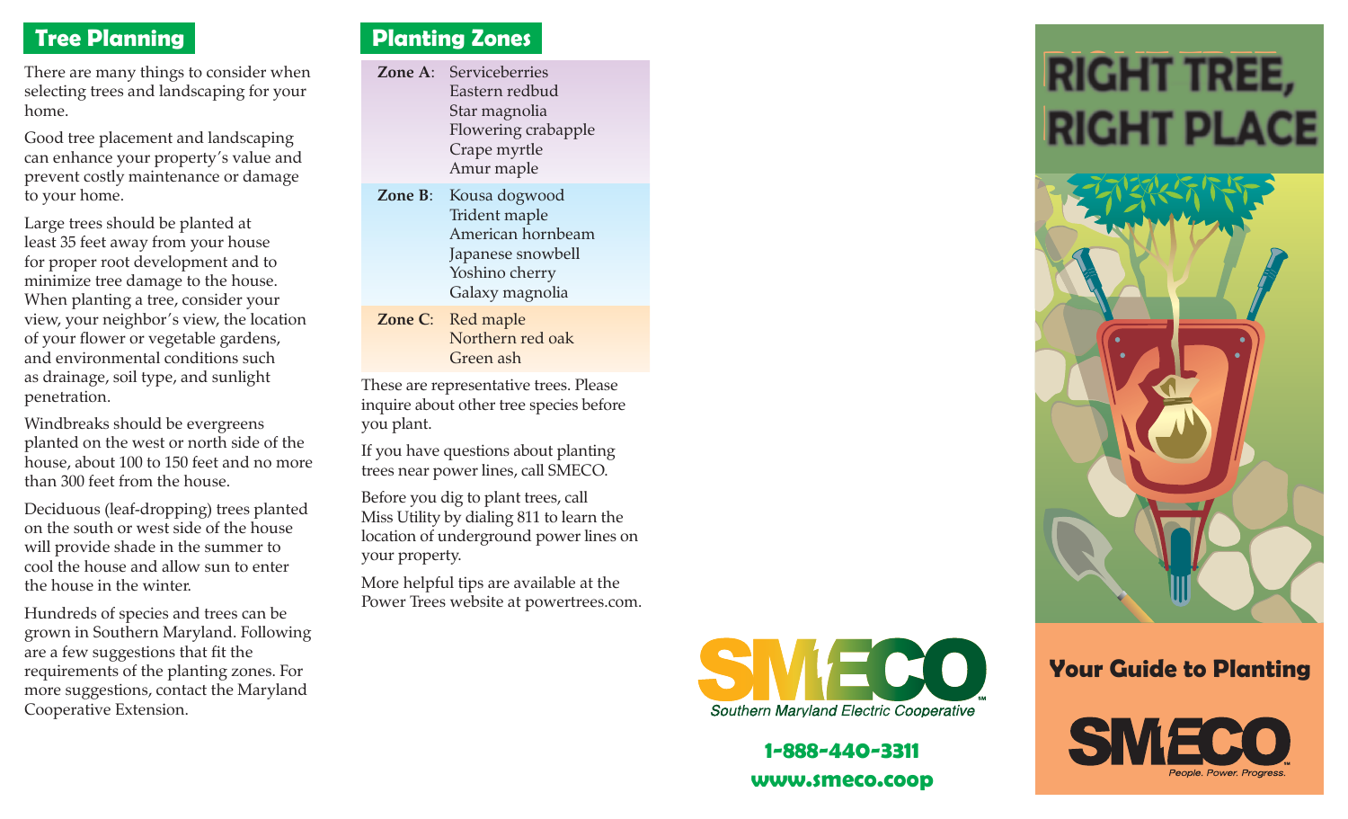## Tree Planning

There are many things to consider when selecting trees and landscaping for your home.

Good tree placement and landscaping can enhance your property's value and prevent costly maintenance or damage to your home.

Large trees should be planted at least 35 feet away from your house for proper root development and to minimize tree damage to the house. When planting a tree, consider your view, your neighbor's view, the location of your flower or vegetable gardens, and environmental conditions such as drainage, soil type, and sunlight penetration.

Windbreaks should be evergreens planted on the west or north side of the house, about 100 to 150 feet and no more than 300 feet from the house.

Deciduous (leaf-dropping) trees planted on the south or west side of the house will provide shade in the summer to cool the house and allow sun to enter the house in the winter.

Hundreds of species and trees can be grown in Southern Maryland. Following are a few suggestions that fit the requirements of the planting zones. For more suggestions, contact the Maryland Cooperative Extension.

## Planting Zones

**Zone A**: Serviceberries
Eastern redbud
Star magnolia
Flowering crabapple
Crape myrtle
Amur maple

**Zone B**: Kousa dogwood
Trident maple
American hornbeam
Japanese snowbell
Yoshino cherry
Galaxy magnolia

**Zone C**: Red maple
Northern red oak
Green ash

These are representative trees. Please inquire about other tree species before you plant.

If you have questions about planting trees near power lines, call SMECO.

Before you dig to plant trees, call Miss Utility by dialing 811 to learn the location of underground power lines on your property.

More helpful tips are available at the Power Trees website at powertrees.com.

SMECO
Southern Maryland Electric Cooperative

**1-888-440-3311**
**www.smeco.coop**

# RIGHT TREE, RIGHT PLACE

## Your Guide to Planting

SMECO
People. Power. Progress.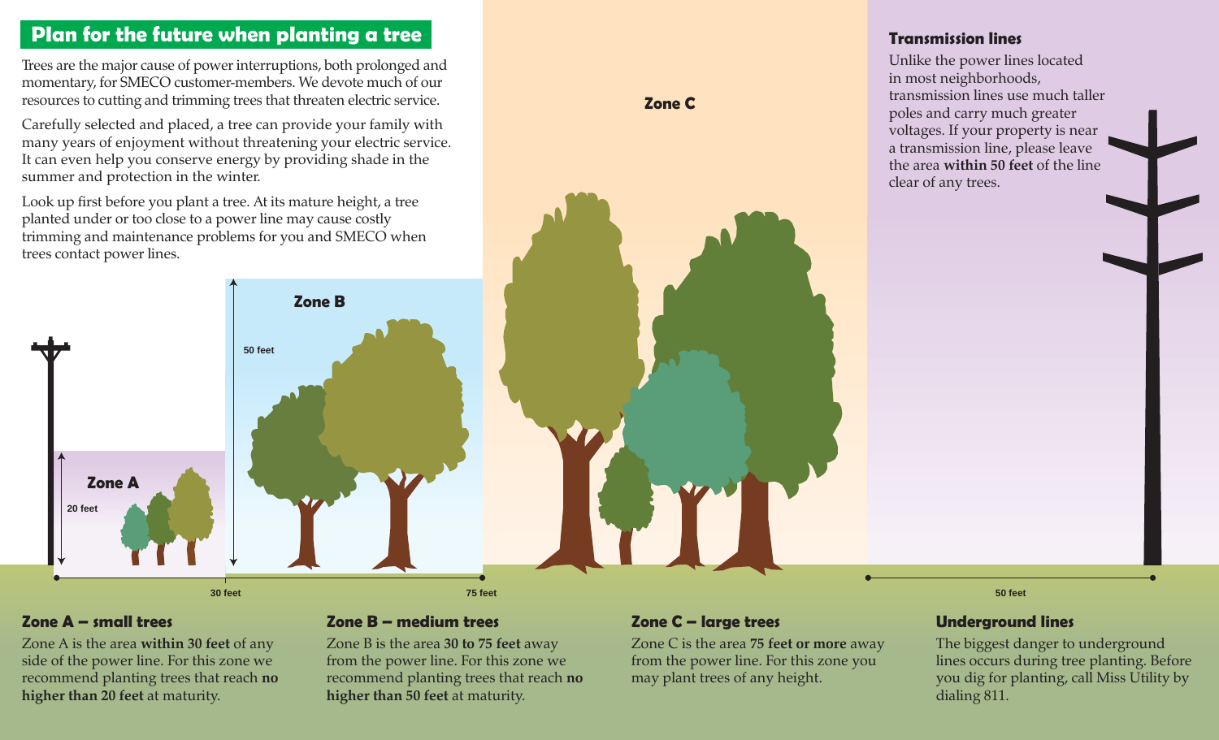## Plan for the future when planting a tree

Trees are the major cause of power interruptions, both prolonged and momentary, for SMECO customer-members. We devote much of our resources to cutting and trimming trees that threaten electric service.

Carefully selected and placed, a tree can provide your family with many years of enjoyment without threatening your electric service. It can even help you conserve energy by providing shade in the summer and protection in the winter.

Look up first before you plant a tree. At its mature height, a tree planted under or too close to a power line may cause costly trimming and maintenance problems for you and SMECO when trees contact power lines.

Zone A

20 feet

Zone B

50 feet

Zone C

30 feet

75 feet

50 feet

### Transmission lines

Unlike the power lines located in most neighborhoods, transmission lines use much taller poles and carry much greater voltages. If your property is near a transmission line, please leave the area **within 50 feet** of the line clear of any trees.

### Zone A – small trees

Zone A is the area **within 30 feet** of any side of the power line. For this zone we recommend planting trees that reach **no higher than 20 feet** at maturity.

### Zone B – medium trees

Zone B is the area **30 to 75 feet** away from the power line. For this zone we recommend planting trees that reach **no higher than 50 feet** at maturity.

### Zone C – large trees

Zone C is the area **75 feet or more** away from the power line. For this zone you may plant trees of any height.

### Underground lines

The biggest danger to underground lines occurs during tree planting. Before you dig for planting, call Miss Utility by dialing 811.